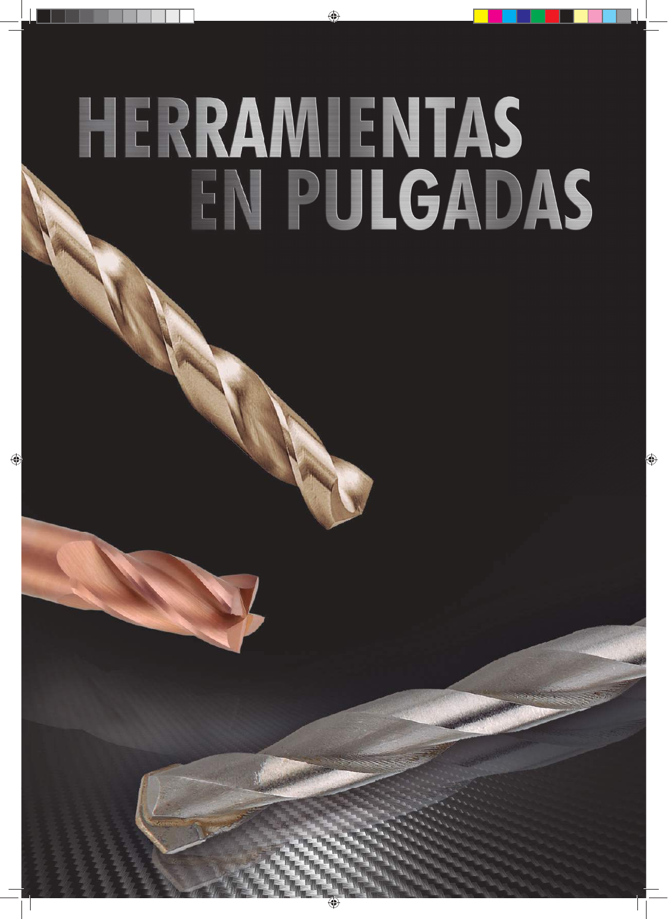# HERRAMIENTAS EN PULGADAS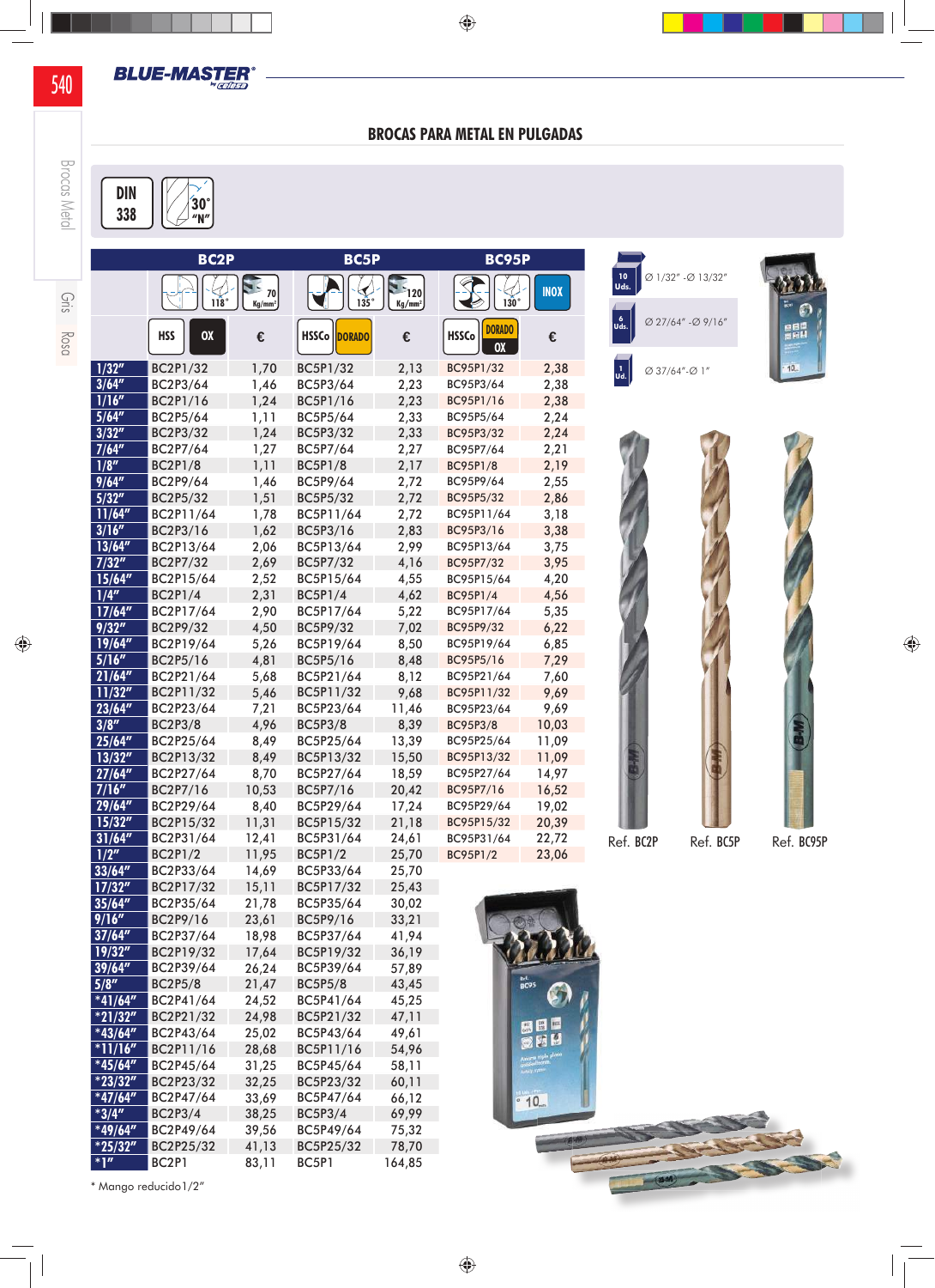## BROCAS PARA METAL EN PULGADAS

DIN 338 | 30° "N"

| | BC2P | | BC5P | | BC95P | |
|---|---|---|---|---|---|---|
| | 118° · 70 Kg/mm² | | 135° · 120 Kg/mm² | | 130° · INOX | |
| | HSS OX | € | HSSCo DORADO | € | HSSCo DORADO OX | € |
| 1/32" | BC2P1/32 | 1,70 | BC5P1/32 | 2,13 | BC95P1/32 | 2,38 |
| 3/64" | BC2P3/64 | 1,46 | BC5P3/64 | 2,23 | BC95P3/64 | 2,38 |
| 1/16" | BC2P1/16 | 1,24 | BC5P1/16 | 2,23 | BC95P1/16 | 2,38 |
| 5/64" | BC2P5/64 | 1,11 | BC5P5/64 | 2,33 | BC95P5/64 | 2,24 |
| 3/32" | BC2P3/32 | 1,24 | BC5P3/32 | 2,33 | BC95P3/32 | 2,24 |
| 7/64" | BC2P7/64 | 1,27 | BC5P7/64 | 2,27 | BC95P7/64 | 2,21 |
| 1/8" | BC2P1/8 | 1,11 | BC5P1/8 | 2,17 | BC95P1/8 | 2,19 |
| 9/64" | BC2P9/64 | 1,46 | BC5P9/64 | 2,72 | BC95P9/64 | 2,55 |
| 5/32" | BC2P5/32 | 1,51 | BC5P5/32 | 2,72 | BC95P5/32 | 2,86 |
| 11/64" | BC2P11/64 | 1,78 | BC5P11/64 | 2,72 | BC95P11/64 | 3,18 |
| 3/16" | BC2P3/16 | 1,62 | BC5P3/16 | 2,83 | BC95P3/16 | 3,38 |
| 13/64" | BC2P13/64 | 2,06 | BC5P13/64 | 2,99 | BC95P13/64 | 3,75 |
| 7/32" | BC2P7/32 | 2,69 | BC5P7/32 | 4,16 | BC95P7/32 | 3,95 |
| 15/64" | BC2P15/64 | 2,52 | BC5P15/64 | 4,55 | BC95P15/64 | 4,20 |
| 1/4" | BC2P1/4 | 2,31 | BC5P1/4 | 4,62 | BC95P1/4 | 4,56 |
| 17/64" | BC2P17/64 | 2,90 | BC5P17/64 | 5,22 | BC95P17/64 | 5,35 |
| 9/32" | BC2P9/32 | 4,50 | BC5P9/32 | 7,02 | BC95P9/32 | 6,22 |
| 19/64" | BC2P19/64 | 5,26 | BC5P19/64 | 8,50 | BC95P19/64 | 6,85 |
| 5/16" | BC2P5/16 | 4,81 | BC5P5/16 | 8,48 | BC95P5/16 | 7,29 |
| 21/64" | BC2P21/64 | 5,68 | BC5P21/64 | 8,12 | BC95P21/64 | 7,60 |
| 11/32" | BC2P11/32 | 5,46 | BC5P11/32 | 9,68 | BC95P11/32 | 9,69 |
| 23/64" | BC2P23/64 | 7,21 | BC5P23/64 | 11,46 | BC95P23/64 | 9,69 |
| 3/8" | BC2P3/8 | 4,96 | BC5P3/8 | 8,39 | BC95P3/8 | 10,03 |
| 25/64" | BC2P25/64 | 8,49 | BC5P25/64 | 13,39 | BC95P25/64 | 11,09 |
| 13/32" | BC2P13/32 | 8,49 | BC5P13/32 | 15,50 | BC95P13/32 | 11,09 |
| 27/64" | BC2P27/64 | 8,70 | BC5P27/64 | 18,59 | BC95P27/64 | 14,97 |
| 7/16" | BC2P7/16 | 10,53 | BC5P7/16 | 20,42 | BC95P7/16 | 16,52 |
| 29/64" | BC2P29/64 | 8,40 | BC5P29/64 | 17,24 | BC95P29/64 | 19,02 |
| 15/32" | BC2P15/32 | 11,31 | BC5P15/32 | 21,18 | BC95P15/32 | 20,39 |
| 31/64" | BC2P31/64 | 12,41 | BC5P31/64 | 24,61 | BC95P31/64 | 22,72 |
| 1/2" | BC2P1/2 | 11,95 | BC5P1/2 | 25,70 | BC95P1/2 | 23,06 |
| 33/64" | BC2P33/64 | 14,69 | BC5P33/64 | 25,70 | | |
| 17/32" | BC2P17/32 | 15,11 | BC5P17/32 | 25,43 | | |
| 35/64" | BC2P35/64 | 21,78 | BC5P35/64 | 30,02 | | |
| 9/16" | BC2P9/16 | 23,61 | BC5P9/16 | 33,21 | | |
| 37/64" | BC2P37/64 | 18,98 | BC5P37/64 | 41,94 | | |
| 19/32" | BC2P19/32 | 17,64 | BC5P19/32 | 36,19 | | |
| 39/64" | BC2P39/64 | 26,24 | BC5P39/64 | 57,89 | | |
| 5/8" | BC2P5/8 | 21,47 | BC5P5/8 | 43,45 | | |
| *41/64" | BC2P41/64 | 24,52 | BC5P41/64 | 45,25 | | |
| *21/32" | BC2P21/32 | 24,98 | BC5P21/32 | 47,11 | | |
| *43/64" | BC2P43/64 | 25,02 | BC5P43/64 | 49,61 | | |
| *11/16" | BC2P11/16 | 28,68 | BC5P11/16 | 54,96 | | |
| *45/64" | BC2P45/64 | 31,25 | BC5P45/64 | 58,11 | | |
| *23/32" | BC2P23/32 | 32,25 | BC5P23/32 | 60,11 | | |
| *47/64" | BC2P47/64 | 33,69 | BC5P47/64 | 66,12 | | |
| *3/4" | BC2P3/4 | 38,25 | BC5P3/4 | 69,99 | | |
| *49/64" | BC2P49/64 | 39,56 | BC5P49/64 | 75,32 | | |
| *25/32" | BC2P25/32 | 41,13 | BC5P25/32 | 78,70 | | |
| *1" | BC2P1 | 83,11 | BC5P1 | 164,85 | | |

\* Mango reducido 1/2"

- 10 Uds.: Ø 1/32" - Ø 13/32"
- 6 Uds.: Ø 27/64" - Ø 9/16"
- 1 Ud.: Ø 37/64" - Ø 1"

Ref. BC2P · Ref. BC5P · Ref. BC95P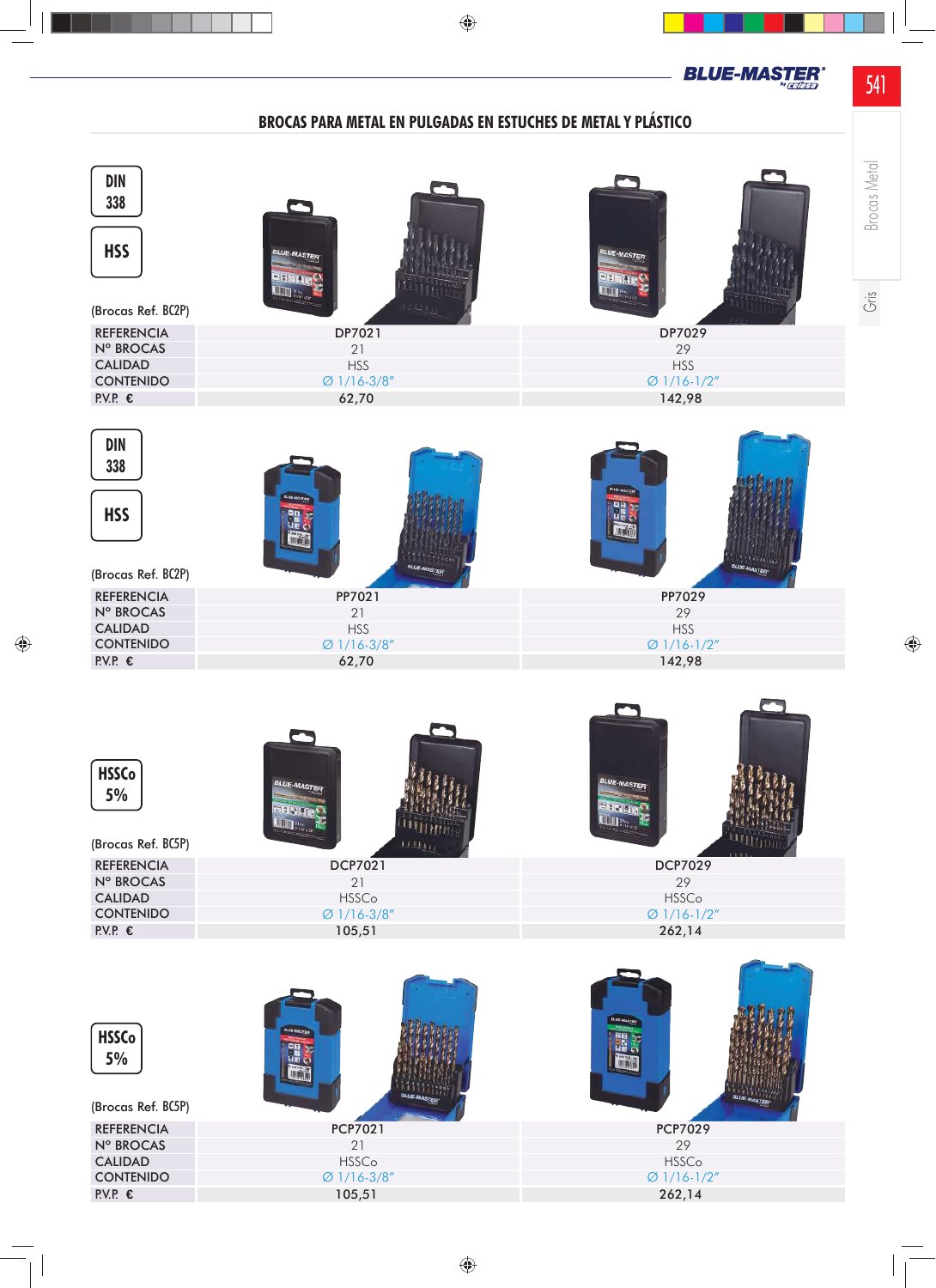# BROCAS PARA METAL EN PULGADAS EN ESTUCHES DE METAL Y PLÁSTICO

DIN 338

HSS

(Brocas Ref. BC2P)

| REFERENCIA | DP7021 | DP7029 |
|---|---|---|
| Nº BROCAS | 21 | 29 |
| CALIDAD | HSS | HSS |
| CONTENIDO | Ø 1/16-3/8" | Ø 1/16-1/2" |
| P.V.P. € | 62,70 | 142,98 |

DIN 338

HSS

(Brocas Ref. BC2P)

| REFERENCIA | PP7021 | PP7029 |
|---|---|---|
| Nº BROCAS | 21 | 29 |
| CALIDAD | HSS | HSS |
| CONTENIDO | Ø 1/16-3/8" | Ø 1/16-1/2" |
| P.V.P. € | 62,70 | 142,98 |

HSSCo 5%

(Brocas Ref. BC5P)

| REFERENCIA | DCP7021 | DCP7029 |
|---|---|---|
| Nº BROCAS | 21 | 29 |
| CALIDAD | HSSCo | HSSCo |
| CONTENIDO | Ø 1/16-3/8" | Ø 1/16-1/2" |
| P.V.P. € | 105,51 | 262,14 |

HSSCo 5%

(Brocas Ref. BC5P)

| REFERENCIA | PCP7021 | PCP7029 |
|---|---|---|
| Nº BROCAS | 21 | 29 |
| CALIDAD | HSSCo | HSSCo |
| CONTENIDO | Ø 1/16-3/8" | Ø 1/16-1/2" |
| P.V.P. € | 105,51 | 262,14 |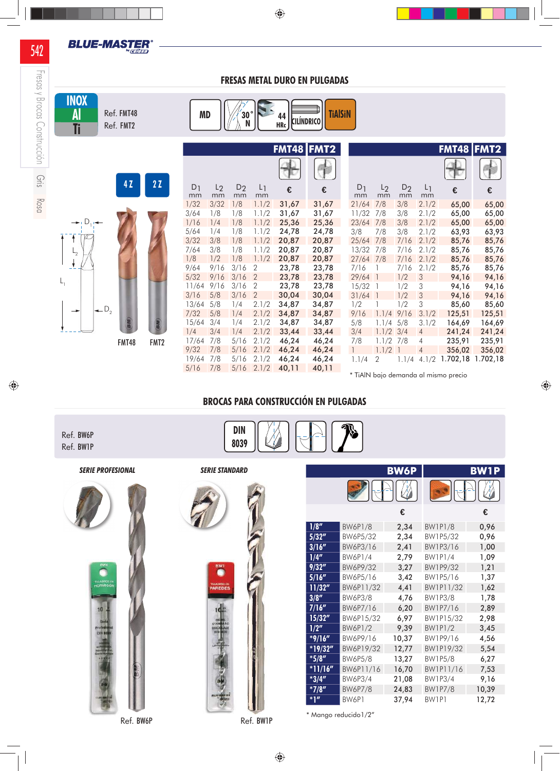BLUE-MASTER by CELESA

Fresas y Brocas Construcción

## FRESAS METAL DURO EN PULGADAS

INOX Al Ti

Ref. FMT48
Ref. FMT2

MD | 30° N | 44 HRc | CILÍNDRICO | TiAlSiN

4 Z | 2 Z

FMT48 | FMT2

| D1 mm | L2 mm | D2 mm | L1 mm | FMT48 € | FMT2 € |
|---|---|---|---|---|---|
| 1/32 | 3/32 | 1/8 | 1.1/2 | 31,67 | 31,67 |
| 3/64 | 1/8 | 1/8 | 1.1/2 | 31,67 | 31,67 |
| 1/16 | 1/4 | 1/8 | 1.1/2 | 25,36 | 25,36 |
| 5/64 | 1/4 | 1/8 | 1.1/2 | 24,78 | 24,78 |
| 3/32 | 3/8 | 1/8 | 1.1/2 | 20,87 | 20,87 |
| 7/64 | 3/8 | 1/8 | 1.1/2 | 20,87 | 20,87 |
| 1/8 | 1/2 | 1/8 | 1.1/2 | 20,87 | 20,87 |
| 9/64 | 9/16 | 3/16 | 2 | 23,78 | 23,78 |
| 5/32 | 9/16 | 3/16 | 2 | 23,78 | 23,78 |
| 11/64 | 9/16 | 3/16 | 2 | 23,78 | 23,78 |
| 3/16 | 5/8 | 3/16 | 2 | 30,04 | 30,04 |
| 13/64 | 5/8 | 1/4 | 2.1/2 | 34,87 | 34,87 |
| 7/32 | 5/8 | 1/4 | 2.1/2 | 34,87 | 34,87 |
| 15/64 | 3/4 | 1/4 | 2.1/2 | 34,87 | 34,87 |
| 1/4 | 3/4 | 1/4 | 2.1/2 | 33,44 | 33,44 |
| 17/64 | 7/8 | 5/16 | 2.1/2 | 46,24 | 46,24 |
| 9/32 | 7/8 | 5/16 | 2.1/2 | 46,24 | 46,24 |
| 19/64 | 7/8 | 5/16 | 2.1/2 | 46,24 | 46,24 |
| 5/16 | 7/8 | 5/16 | 2.1/2 | 40,11 | 40,11 |

| D1 mm | L2 mm | D2 mm | L1 mm | FMT48 € | FMT2 € |
|---|---|---|---|---|---|
| 21/64 | 7/8 | 3/8 | 2.1/2 | 65,00 | 65,00 |
| 11/32 | 7/8 | 3/8 | 2.1/2 | 65,00 | 65,00 |
| 23/64 | 7/8 | 3/8 | 2.1/2 | 65,00 | 65,00 |
| 3/8 | 7/8 | 3/8 | 2.1/2 | 63,93 | 63,93 |
| 25/64 | 7/8 | 7/16 | 2.1/2 | 85,76 | 85,76 |
| 13/32 | 7/8 | 7/16 | 2.1/2 | 85,76 | 85,76 |
| 27/64 | 7/8 | 7/16 | 2.1/2 | 85,76 | 85,76 |
| 7/16 | 1 | 7/16 | 2.1/2 | 85,76 | 85,76 |
| 29/64 | 1 | 1/2 | 3 | 94,16 | 94,16 |
| 15/32 | 1 | 1/2 | 3 | 94,16 | 94,16 |
| 31/64 | 1 | 1/2 | 3 | 94,16 | 94,16 |
| 1/2 | 1 | 1/2 | 3 | 85,60 | 85,60 |
| 9/16 | 1.1/4 | 9/16 | 3.1/2 | 125,51 | 125,51 |
| 5/8 | 1.1/4 | 5/8 | 3.1/2 | 164,69 | 164,69 |
| 3/4 | 1.1/2 | 3/4 | 4 | 241,24 | 241,24 |
| 7/8 | 1.1/2 | 7/8 | 4 | 235,91 | 235,91 |
| 1 | 1.1/2 | 1 | 4 | 356,02 | 356,02 |
| 1.1/4 | 2 | 1.1/4 | 4.1/2 | 1.702,18 | 1.702,18 |

\* TiAlN bajo demanda al mismo precio

## BROCAS PARA CONSTRUCCIÓN EN PULGADAS

Ref. BW6P
Ref. BW1P

DIN 8039

*SERIE PROFESIONAL* — Ref. BW6P

*SERIE STANDARD* — Ref. BW1P

| | BW6P | € | BW1P | € |
|---|---|---|---|---|
| 1/8" | BW6P1/8 | 2,34 | BW1P1/8 | 0,96 |
| 5/32" | BW6P5/32 | 2,34 | BW1P5/32 | 0,96 |
| 3/16" | BW6P3/16 | 2,41 | BW1P3/16 | 1,00 |
| 1/4" | BW6P1/4 | 2,79 | BW1P1/4 | 1,09 |
| 9/32" | BW6P9/32 | 3,27 | BW1P9/32 | 1,21 |
| 5/16" | BW6P5/16 | 3,42 | BW1P5/16 | 1,37 |
| 11/32" | BW6P11/32 | 4,41 | BW1P11/32 | 1,62 |
| 3/8" | BW6P3/8 | 4,76 | BW1P3/8 | 1,78 |
| 7/16" | BW6P7/16 | 6,20 | BW1P7/16 | 2,89 |
| 15/32" | BW6P15/32 | 6,97 | BW1P15/32 | 2,98 |
| 1/2" | BW6P1/2 | 9,39 | BW1P1/2 | 3,45 |
| *9/16" | BW6P9/16 | 10,37 | BW1P9/16 | 4,56 |
| *19/32" | BW6P19/32 | 12,77 | BW1P19/32 | 5,54 |
| *5/8" | BW6P5/8 | 13,27 | BW1P5/8 | 6,27 |
| *11/16" | BW6P11/16 | 16,70 | BW1P11/16 | 7,53 |
| *3/4" | BW6P3/4 | 21,08 | BW1P3/4 | 9,16 |
| *7/8" | BW6P7/8 | 24,83 | BW1P7/8 | 10,39 |
| *1" | BW6P1 | 37,94 | BW1P1 | 12,72 |

\* Mango reducido1/2"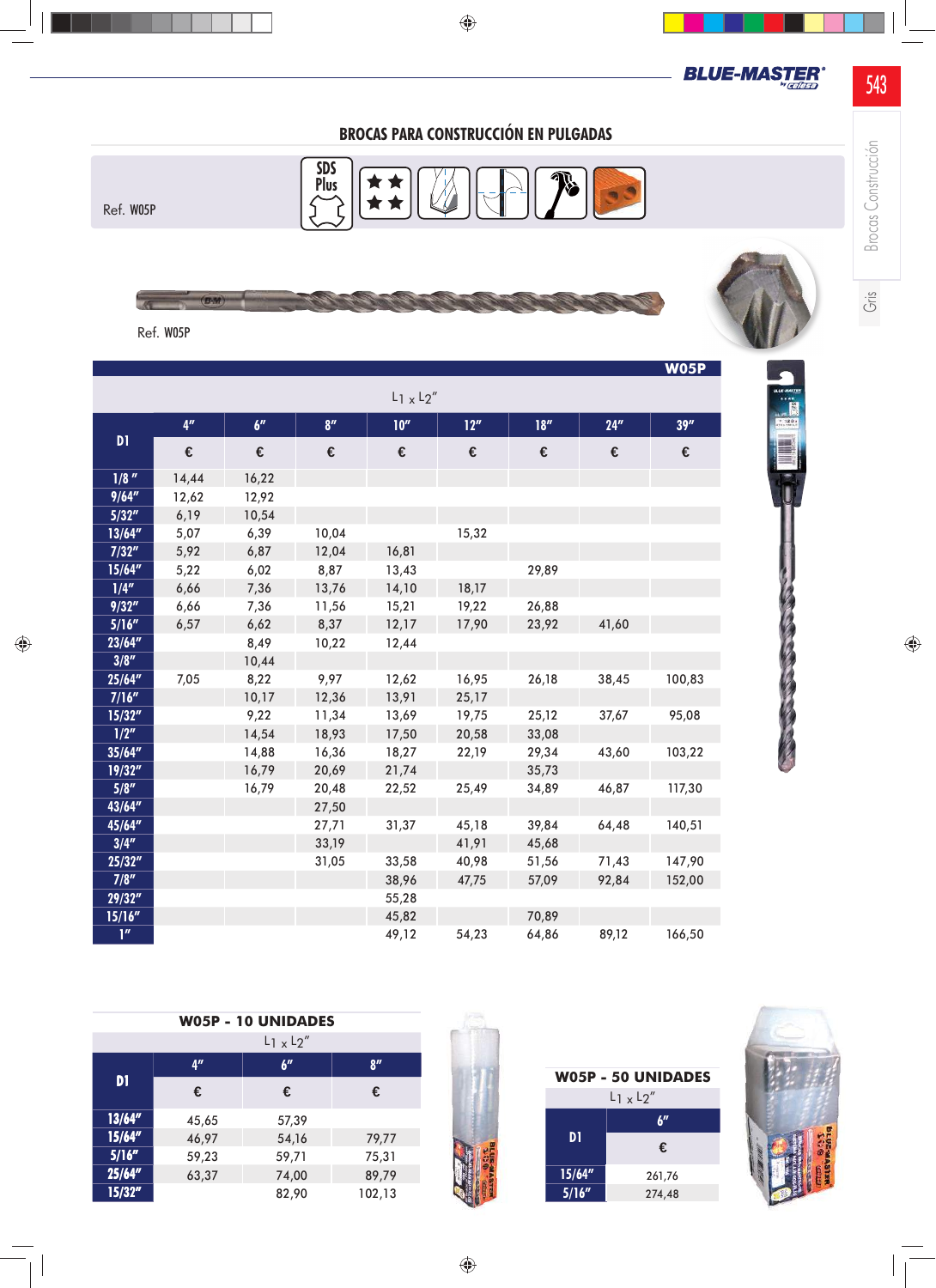## BROCAS PARA CONSTRUCCIÓN EN PULGADAS

Ref. W05P

Ref. W05P

**W05P**

L1 x L2″

| D1 | 4″ | 6″ | 8″ | 10″ | 12″ | 18″ | 24″ | 39″ |
|---|---|---|---|---|---|---|---|---|
| | € | € | € | € | € | € | € | € |
| 1/8″ | 14,44 | 16,22 | | | | | | |
| 9/64″ | 12,62 | 12,92 | | | | | | |
| 5/32″ | 6,19 | 10,54 | | | | | | |
| 13/64″ | 5,07 | 6,39 | 10,04 | | 15,32 | | | |
| 7/32″ | 5,92 | 6,87 | 12,04 | 16,81 | | | | |
| 15/64″ | 5,22 | 6,02 | 8,87 | 13,43 | | 29,89 | | |
| 1/4″ | 6,66 | 7,36 | 13,76 | 14,10 | 18,17 | | | |
| 9/32″ | 6,66 | 7,36 | 11,56 | 15,21 | 19,22 | 26,88 | | |
| 5/16″ | 6,57 | 6,62 | 8,37 | 12,17 | 17,90 | 23,92 | 41,60 | |
| 23/64″ | | 8,49 | 10,22 | 12,44 | | | | |
| 3/8″ | | 10,44 | | | | | | |
| 25/64″ | 7,05 | 8,22 | 9,97 | 12,62 | 16,95 | 26,18 | 38,45 | 100,83 |
| 7/16″ | | 10,17 | 12,36 | 13,91 | 25,17 | | | |
| 15/32″ | | 9,22 | 11,34 | 13,69 | 19,75 | 25,12 | 37,67 | 95,08 |
| 1/2″ | | 14,54 | 18,93 | 17,50 | 20,58 | 33,08 | | |
| 35/64″ | | 14,88 | 16,36 | 18,27 | 22,19 | 29,34 | 43,60 | 103,22 |
| 19/32″ | | 16,79 | 20,69 | 21,74 | | 35,73 | | |
| 5/8″ | | 16,79 | 20,48 | 22,52 | 25,49 | 34,89 | 46,87 | 117,30 |
| 43/64″ | | | 27,50 | | | | | |
| 45/64″ | | | 27,71 | 31,37 | 45,18 | 39,84 | 64,48 | 140,51 |
| 3/4″ | | | 33,19 | | 41,91 | 45,68 | | |
| 25/32″ | | | 31,05 | 33,58 | 40,98 | 51,56 | 71,43 | 147,90 |
| 7/8″ | | | | 38,96 | 47,75 | 57,09 | 92,84 | 152,00 |
| 29/32″ | | | | 55,28 | | | | |
| 15/16″ | | | | 45,82 | | 70,89 | | |
| 1″ | | | | 49,12 | 54,23 | 64,86 | 89,12 | 166,50 |

### W05P - 10 UNIDADES

L1 x L2″

| D1 | 4″ | 6″ | 8″ |
|---|---|---|---|
| | € | € | € |
| 13/64″ | 45,65 | 57,39 | |
| 15/64″ | 46,97 | 54,16 | 79,77 |
| 5/16″ | 59,23 | 59,71 | 75,31 |
| 25/64″ | 63,37 | 74,00 | 89,79 |
| 15/32″ | | 82,90 | 102,13 |

### W05P - 50 UNIDADES

L1 x L2″

| D1 | 6″ |
|---|---|
| | € |
| 15/64″ | 261,76 |
| 5/16″ | 274,48 |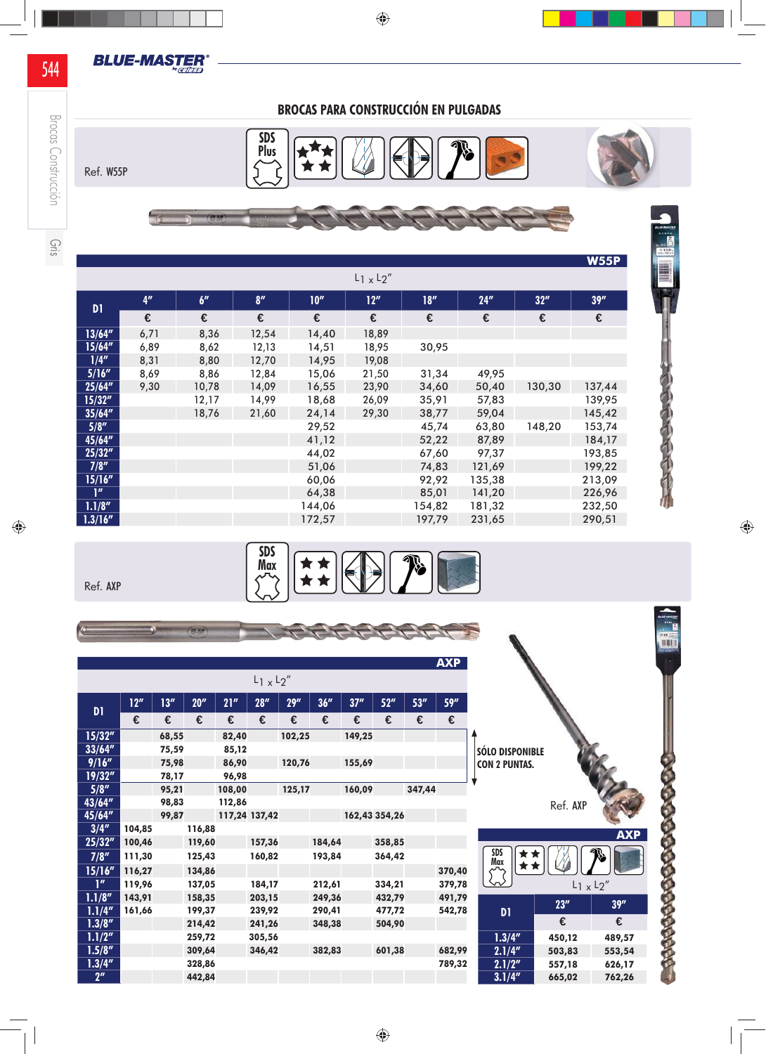# BROCAS PARA CONSTRUCCIÓN EN PULGADAS

Ref. W55P

SDS Plus

| W55P | | | | | | | | | |
|---|---|---|---|---|---|---|---|---|---|
| | L1 x L2" | | | | | | | | |
| D1 | 4" | 6" | 8" | 10" | 12" | 18" | 24" | 32" | 39" |
| | € | € | € | € | € | € | € | € | € |
| 13/64" | 6,71 | 8,36 | 12,54 | 14,40 | 18,89 | | | | |
| 15/64" | 6,89 | 8,62 | 12,13 | 14,51 | 18,95 | 30,95 | | | |
| 1/4" | 8,31 | 8,80 | 12,70 | 14,95 | 19,08 | | | | |
| 5/16" | 8,69 | 8,86 | 12,84 | 15,06 | 21,50 | 31,34 | 49,95 | | |
| 25/64" | 9,30 | 10,78 | 14,09 | 16,55 | 23,90 | 34,60 | 50,40 | 130,30 | 137,44 |
| 15/32" | | 12,17 | 14,99 | 18,68 | 26,09 | 35,91 | 57,83 | | 139,95 |
| 35/64" | | 18,76 | 21,60 | 24,14 | 29,30 | 38,77 | 59,04 | | 145,42 |
| 5/8" | | | | 29,52 | | 45,74 | 63,80 | 148,20 | 153,74 |
| 45/64" | | | | 41,12 | | 52,22 | 87,89 | | 184,17 |
| 25/32" | | | | 44,02 | | 67,60 | 97,37 | | 193,85 |
| 7/8" | | | | 51,06 | | 74,83 | 121,69 | | 199,22 |
| 15/16" | | | | 60,06 | | 92,92 | 135,38 | | 213,09 |
| 1" | | | | 64,38 | | 85,01 | 141,20 | | 226,96 |
| 1.1/8" | | | | 144,06 | | 154,82 | 181,32 | | 232,50 |
| 1.3/16" | | | | 172,57 | | 197,79 | 231,65 | | 290,51 |

Ref. AXP

SDS Max

| AXP | | | | | | | | | | | |
|---|---|---|---|---|---|---|---|---|---|---|---|
| | L1 x L2" | | | | | | | | | | |
| D1 | 12" | 13" | 20" | 21" | 28" | 29" | 36" | 37" | 52" | 53" | 59" |
| | € | € | € | € | € | € | € | € | € | € | € |
| 15/32" | | 68,55 | | 82,40 | | 102,25 | | 149,25 | | | |
| 33/64" | | 75,59 | | 85,12 | | | | | | | |
| 9/16" | | 75,98 | | 86,90 | | 120,76 | | 155,69 | | | |
| 19/32" | | 78,17 | | 96,98 | | | | | | | |
| 5/8" | | 95,21 | | 108,00 | | 125,17 | | 160,09 | | 347,44 | |
| 43/64" | | 98,83 | | 112,86 | | | | | | | |
| 45/64" | | 99,87 | | 117,24 | 137,42 | | | 162,43 | 354,26 | | |
| 3/4" | 104,85 | | 116,88 | | | | | | | | |
| 25/32" | 100,46 | | 119,60 | | 157,36 | | 184,64 | | 358,85 | | |
| 7/8" | 111,30 | | 125,43 | | 160,82 | | 193,84 | | 364,42 | | |
| 15/16" | 116,27 | | 134,86 | | | | | | | | 370,40 |
| 1" | 119,96 | | 137,05 | | 184,17 | | 212,61 | | 334,21 | | 379,78 |
| 1.1/8" | 143,91 | | 158,35 | | 203,15 | | 249,36 | | 432,79 | | 491,79 |
| 1.1/4" | 161,66 | | 199,37 | | 239,92 | | 290,41 | | 477,72 | | 542,78 |
| 1.3/8" | | | 214,42 | | 241,26 | | 348,38 | | 504,90 | | |
| 1.1/2" | | | 259,72 | | 305,56 | | | | | | |
| 1.5/8" | | | 309,64 | | 346,42 | | 382,83 | | 601,38 | | 682,99 |
| 1.3/4" | | | 328,86 | | | | | | | | 789,32 |
| 2" | | | 442,84 | | | | | | | | |

SÓLO DISPONIBLE CON 2 PUNTAS.

Ref. AXP

SDS Max

| AXP | | |
|---|---|---|
| | L1 x L2" | |
| D1 | 23" | 39" |
| | € | € |
| 1.3/4" | 450,12 | 489,57 |
| 2.1/4" | 503,83 | 553,54 |
| 2.1/2" | 557,18 | 626,17 |
| 3.1/4" | 665,02 | 762,26 |